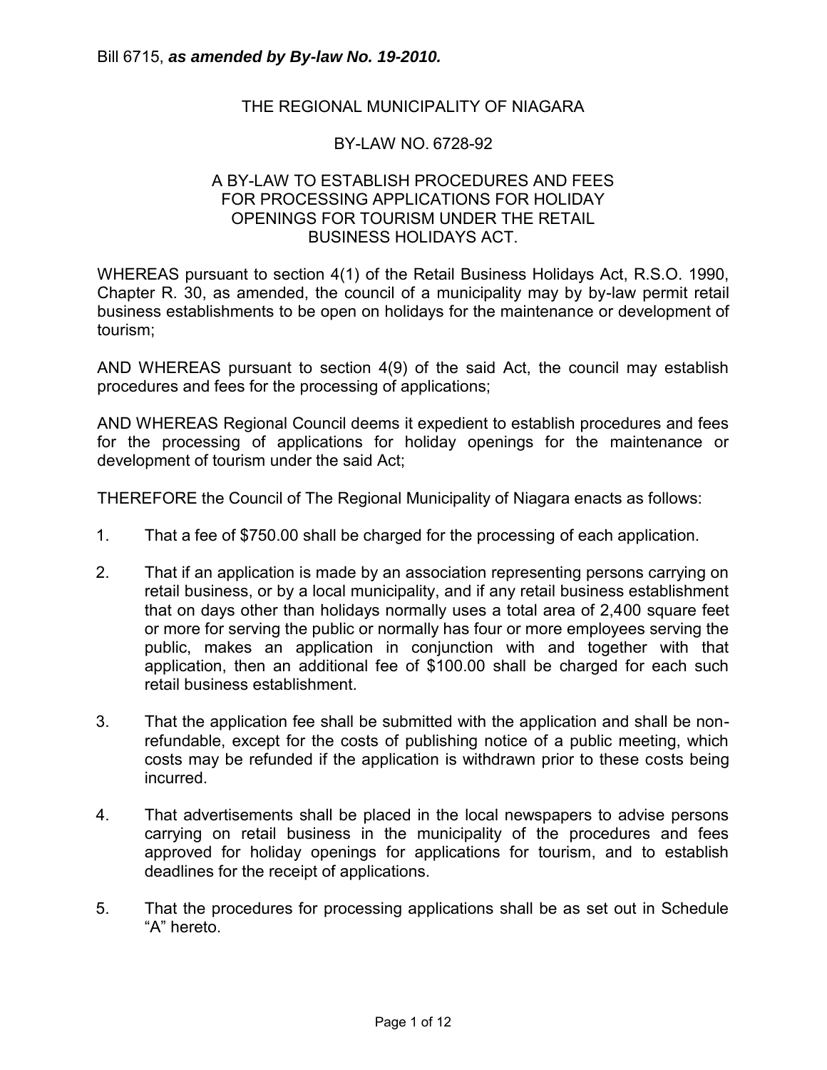Bill 6715, ***as amended by By-law No. 19-2010.***

# THE REGIONAL MUNICIPALITY OF NIAGARA

## BY-LAW NO. 6728-92

## A BY-LAW TO ESTABLISH PROCEDURES AND FEES FOR PROCESSING APPLICATIONS FOR HOLIDAY OPENINGS FOR TOURISM UNDER THE RETAIL BUSINESS HOLIDAYS ACT.

WHEREAS pursuant to section 4(1) of the Retail Business Holidays Act, R.S.O. 1990, Chapter R. 30, as amended, the council of a municipality may by by-law permit retail business establishments to be open on holidays for the maintenance or development of tourism;

AND WHEREAS pursuant to section 4(9) of the said Act, the council may establish procedures and fees for the processing of applications;

AND WHEREAS Regional Council deems it expedient to establish procedures and fees for the processing of applications for holiday openings for the maintenance or development of tourism under the said Act;

THEREFORE the Council of The Regional Municipality of Niagara enacts as follows:

1. That a fee of $750.00 shall be charged for the processing of each application.

2. That if an application is made by an association representing persons carrying on retail business, or by a local municipality, and if any retail business establishment that on days other than holidays normally uses a total area of 2,400 square feet or more for serving the public or normally has four or more employees serving the public, makes an application in conjunction with and together with that application, then an additional fee of $100.00 shall be charged for each such retail business establishment.

3. That the application fee shall be submitted with the application and shall be non-refundable, except for the costs of publishing notice of a public meeting, which costs may be refunded if the application is withdrawn prior to these costs being incurred.

4. That advertisements shall be placed in the local newspapers to advise persons carrying on retail business in the municipality of the procedures and fees approved for holiday openings for applications for tourism, and to establish deadlines for the receipt of applications.

5. That the procedures for processing applications shall be as set out in Schedule "A" hereto.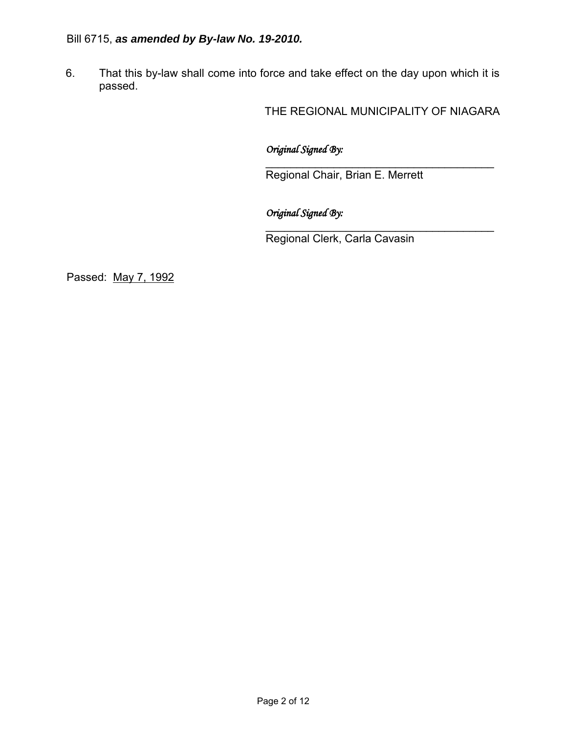Bill 6715, ***as amended by By-law No. 19-2010.***

6. That this by-law shall come into force and take effect on the day upon which it is passed.

THE REGIONAL MUNICIPALITY OF NIAGARA

*Original Signed By:*

\_\_\_\_\_\_\_\_\_\_\_\_\_\_\_\_\_\_\_\_\_\_\_\_\_\_\_\_\_\_\_\_\_\_\_\_\_\_\_\_

Regional Chair, Brian E. Merrett

*Original Signed By:*

\_\_\_\_\_\_\_\_\_\_\_\_\_\_\_\_\_\_\_\_\_\_\_\_\_\_\_\_\_\_\_\_\_\_\_\_\_\_\_\_

Regional Clerk, Carla Cavasin

Passed: May 7, 1992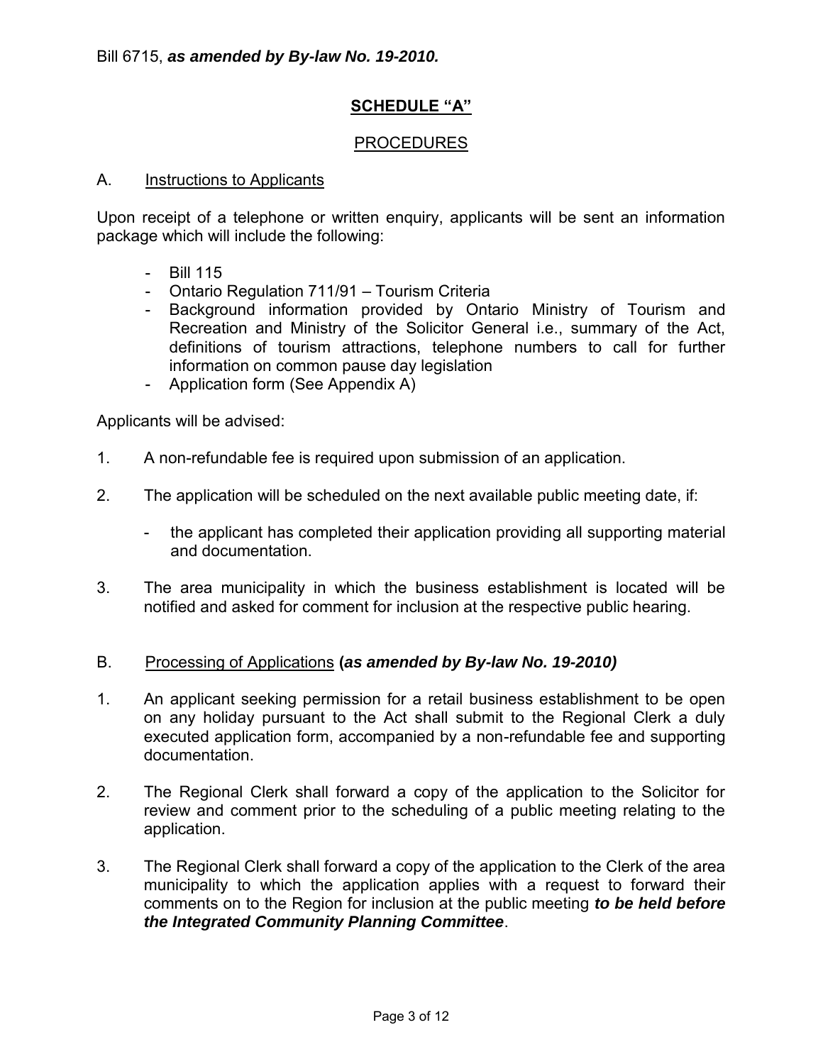Bill 6715, ***as amended by By-law No. 19-2010.***

## SCHEDULE "A"

### PROCEDURES

A. Instructions to Applicants

Upon receipt of a telephone or written enquiry, applicants will be sent an information package which will include the following:

- Bill 115
- Ontario Regulation 711/91 – Tourism Criteria
- Background information provided by Ontario Ministry of Tourism and Recreation and Ministry of the Solicitor General i.e., summary of the Act, definitions of tourism attractions, telephone numbers to call for further information on common pause day legislation
- Application form (See Appendix A)

Applicants will be advised:

1. A non-refundable fee is required upon submission of an application.

2. The application will be scheduled on the next available public meeting date, if:

   - the applicant has completed their application providing all supporting material and documentation.

3. The area municipality in which the business establishment is located will be notified and asked for comment for inclusion at the respective public hearing.

B. Processing of Applications **(*as amended by By-law No. 19-2010)***

1. An applicant seeking permission for a retail business establishment to be open on any holiday pursuant to the Act shall submit to the Regional Clerk a duly executed application form, accompanied by a non-refundable fee and supporting documentation.

2. The Regional Clerk shall forward a copy of the application to the Solicitor for review and comment prior to the scheduling of a public meeting relating to the application.

3. The Regional Clerk shall forward a copy of the application to the Clerk of the area municipality to which the application applies with a request to forward their comments on to the Region for inclusion at the public meeting ***to be held before the Integrated Community Planning Committee***.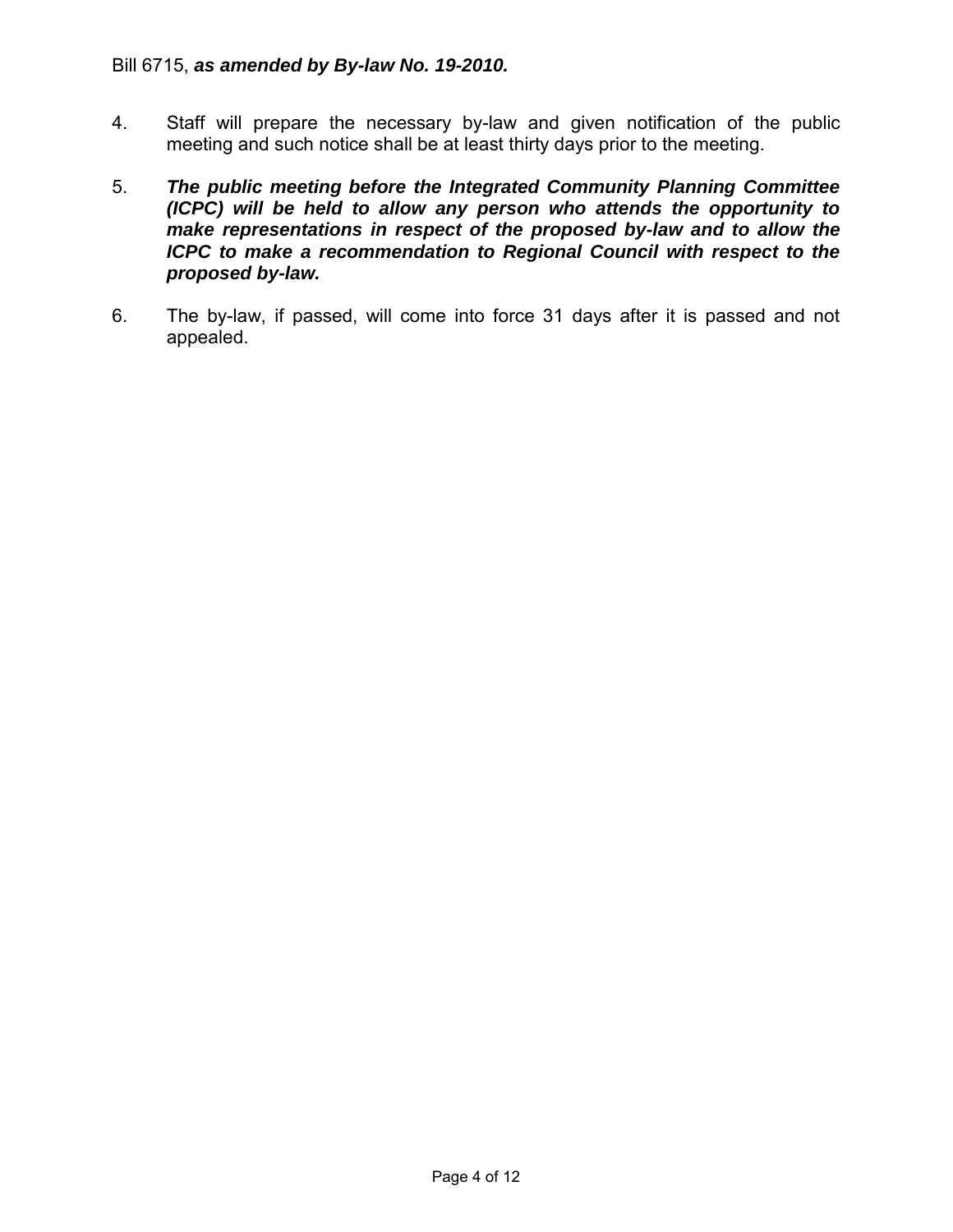Bill 6715, ***as amended by By-law No. 19-2010.***

4. Staff will prepare the necessary by-law and given notification of the public meeting and such notice shall be at least thirty days prior to the meeting.

5. ***The public meeting before the Integrated Community Planning Committee (ICPC) will be held to allow any person who attends the opportunity to make representations in respect of the proposed by-law and to allow the ICPC to make a recommendation to Regional Council with respect to the proposed by-law.***

6. The by-law, if passed, will come into force 31 days after it is passed and not appealed.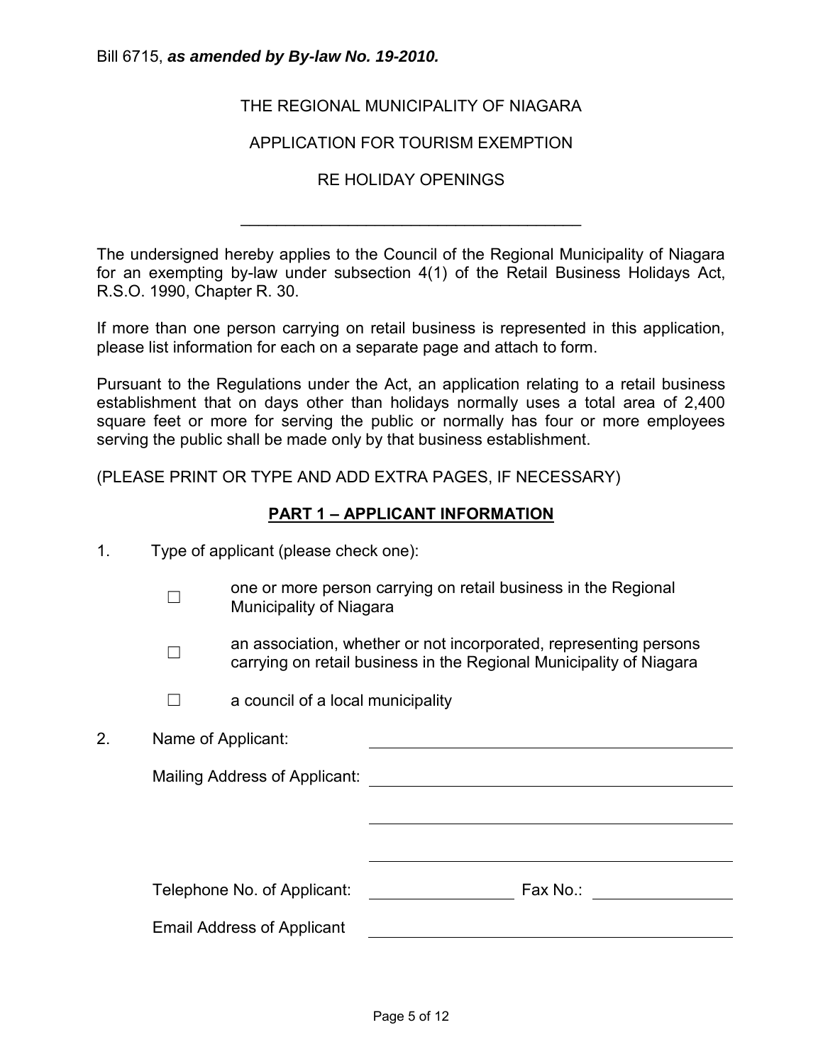Bill 6715, ***as amended by By-law No. 19-2010.***

THE REGIONAL MUNICIPALITY OF NIAGARA

APPLICATION FOR TOURISM EXEMPTION

RE HOLIDAY OPENINGS

---

The undersigned hereby applies to the Council of the Regional Municipality of Niagara for an exempting by-law under subsection 4(1) of the Retail Business Holidays Act, R.S.O. 1990, Chapter R. 30.

If more than one person carrying on retail business is represented in this application, please list information for each on a separate page and attach to form.

Pursuant to the Regulations under the Act, an application relating to a retail business establishment that on days other than holidays normally uses a total area of 2,400 square feet or more for serving the public or normally has four or more employees serving the public shall be made only by that business establishment.

(PLEASE PRINT OR TYPE AND ADD EXTRA PAGES, IF NECESSARY)

## PART 1 – APPLICANT INFORMATION

1. Type of applicant (please check one):

   ☐ one or more person carrying on retail business in the Regional Municipality of Niagara

   ☐ an association, whether or not incorporated, representing persons carrying on retail business in the Regional Municipality of Niagara

   ☐ a council of a local municipality

2. Name of Applicant: ______________________________

   Mailing Address of Applicant: ______________________________

   ______________________________

   ______________________________

   Telephone No. of Applicant: ______________ Fax No.: ______________

   Email Address of Applicant ______________________________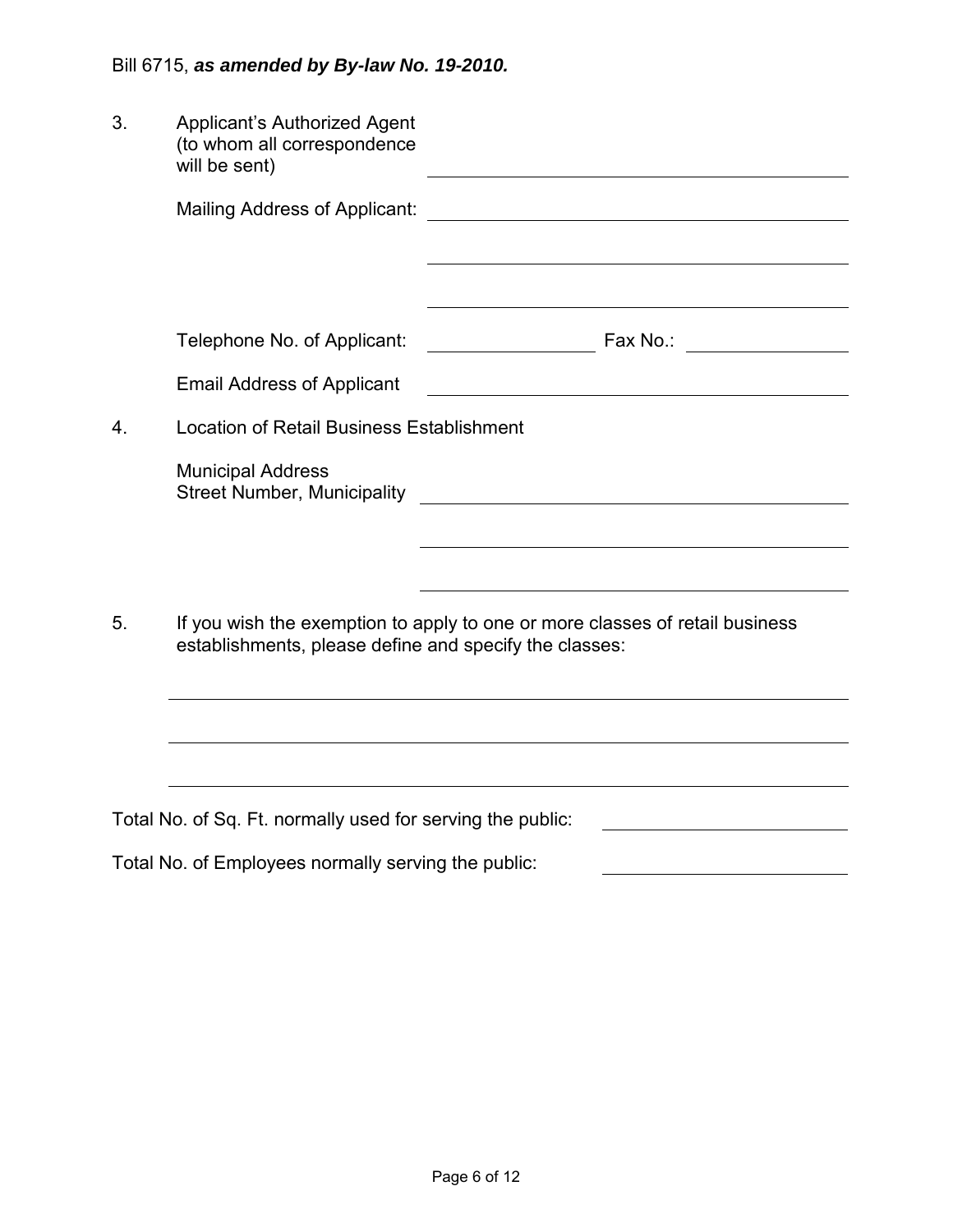Bill 6715, ***as amended by By-law No. 19-2010.***

3. Applicant's Authorized Agent (to whom all correspondence will be sent) ______________________________

   Mailing Address of Applicant: ______________________________

   ______________________________

   ______________________________

   Telephone No. of Applicant: ______________ Fax No.: ______________

   Email Address of Applicant ______________________________

4. Location of Retail Business Establishment

   Municipal Address
   Street Number, Municipality ______________________________

   ______________________________

   ______________________________

5. If you wish the exemption to apply to one or more classes of retail business establishments, please define and specify the classes:

   ______________________________

   ______________________________

   ______________________________

Total No. of Sq. Ft. normally used for serving the public: ______________

Total No. of Employees normally serving the public: ______________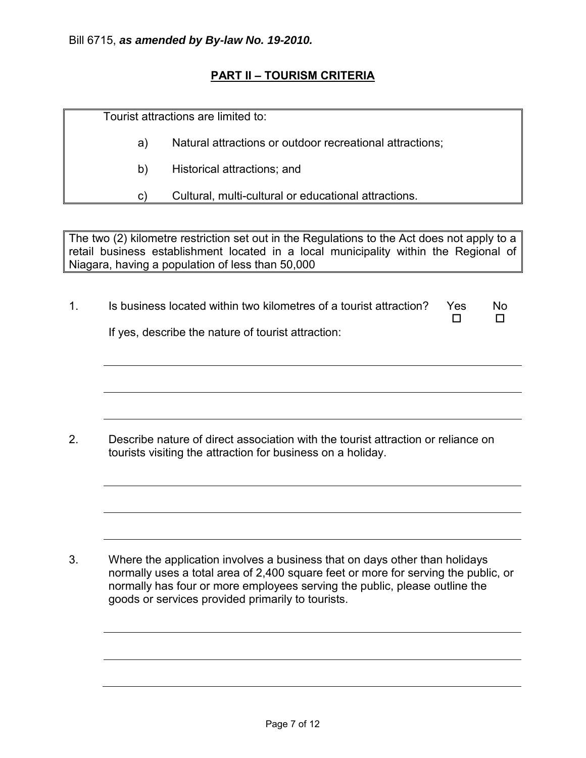Bill 6715, ***as amended by By-law No. 19-2010.***

## PART II – TOURISM CRITERIA

Tourist attractions are limited to:

a) Natural attractions or outdoor recreational attractions;

b) Historical attractions; and

c) Cultural, multi-cultural or educational attractions.

The two (2) kilometre restriction set out in the Regulations to the Act does not apply to a retail business establishment located in a local municipality within the Regional of Niagara, having a population of less than 50,000

1. Is business located within two kilometres of a tourist attraction? Yes ☐ No ☐

   If yes, describe the nature of tourist attraction:

   ______________________________________________________________

   ______________________________________________________________

   ______________________________________________________________

2. Describe nature of direct association with the tourist attraction or reliance on tourists visiting the attraction for business on a holiday.

   ______________________________________________________________

   ______________________________________________________________

   ______________________________________________________________

3. Where the application involves a business that on days other than holidays normally uses a total area of 2,400 square feet or more for serving the public, or normally has four or more employees serving the public, please outline the goods or services provided primarily to tourists.

   ______________________________________________________________

   ______________________________________________________________

   ______________________________________________________________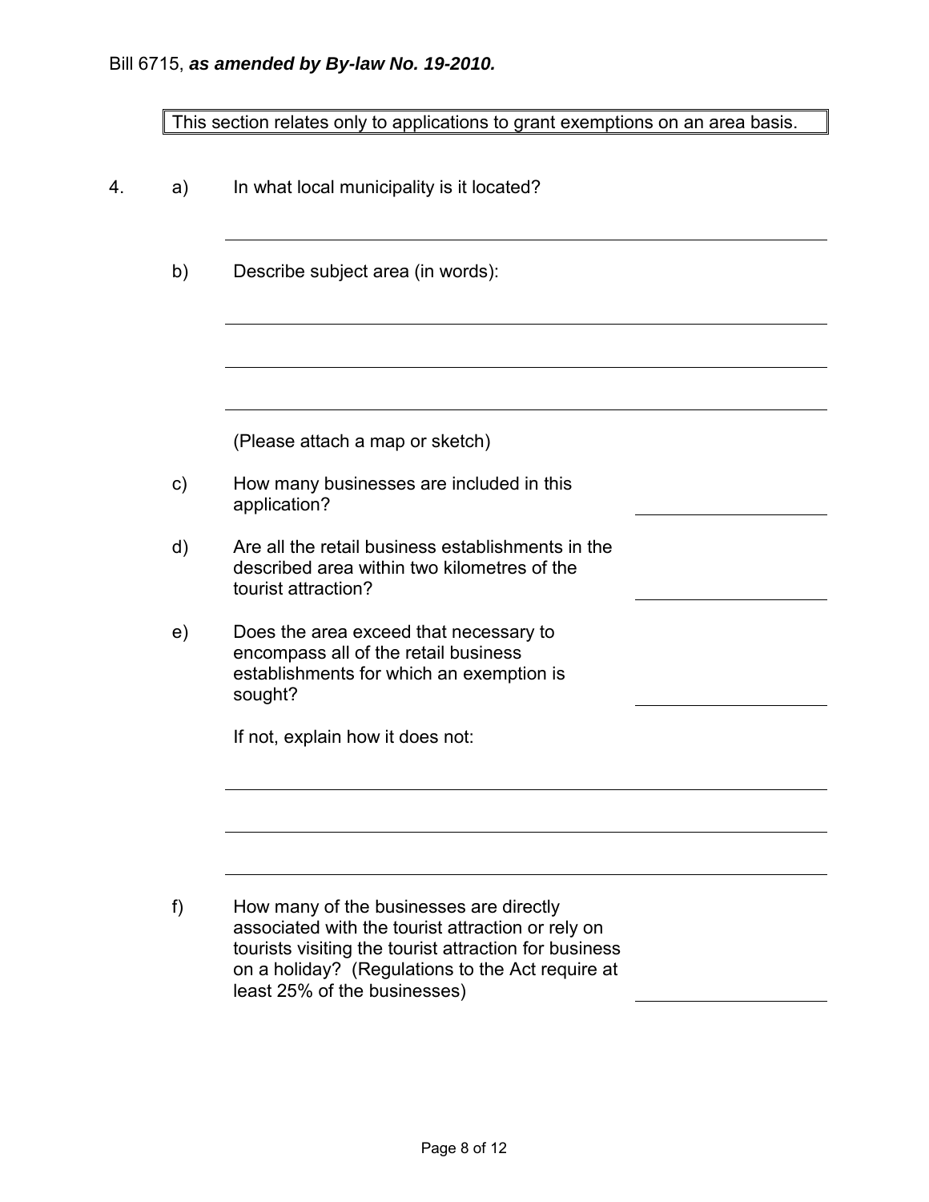Bill 6715, ***as amended by By-law No. 19-2010.***

| This section relates only to applications to grant exemptions on an area basis. |
|---|

4. a) In what local municipality is it located?

   \_\_\_\_\_\_\_\_\_\_\_\_\_\_\_\_\_\_\_\_\_\_\_\_\_\_\_\_\_\_\_\_\_\_\_\_\_\_\_\_

   b) Describe subject area (in words):

   \_\_\_\_\_\_\_\_\_\_\_\_\_\_\_\_\_\_\_\_\_\_\_\_\_\_\_\_\_\_\_\_\_\_\_\_\_\_\_\_

   \_\_\_\_\_\_\_\_\_\_\_\_\_\_\_\_\_\_\_\_\_\_\_\_\_\_\_\_\_\_\_\_\_\_\_\_\_\_\_\_

   \_\_\_\_\_\_\_\_\_\_\_\_\_\_\_\_\_\_\_\_\_\_\_\_\_\_\_\_\_\_\_\_\_\_\_\_\_\_\_\_

   (Please attach a map or sketch)

   c) How many businesses are included in this application? \_\_\_\_\_\_\_\_\_\_\_\_\_\_\_\_

   d) Are all the retail business establishments in the described area within two kilometres of the tourist attraction? \_\_\_\_\_\_\_\_\_\_\_\_\_\_\_\_

   e) Does the area exceed that necessary to encompass all of the retail business establishments for which an exemption is sought? \_\_\_\_\_\_\_\_\_\_\_\_\_\_\_\_

   If not, explain how it does not:

   \_\_\_\_\_\_\_\_\_\_\_\_\_\_\_\_\_\_\_\_\_\_\_\_\_\_\_\_\_\_\_\_\_\_\_\_\_\_\_\_

   \_\_\_\_\_\_\_\_\_\_\_\_\_\_\_\_\_\_\_\_\_\_\_\_\_\_\_\_\_\_\_\_\_\_\_\_\_\_\_\_

   \_\_\_\_\_\_\_\_\_\_\_\_\_\_\_\_\_\_\_\_\_\_\_\_\_\_\_\_\_\_\_\_\_\_\_\_\_\_\_\_

   f) How many of the businesses are directly associated with the tourist attraction or rely on tourists visiting the tourist attraction for business on a holiday? (Regulations to the Act require at least 25% of the businesses) \_\_\_\_\_\_\_\_\_\_\_\_\_\_\_\_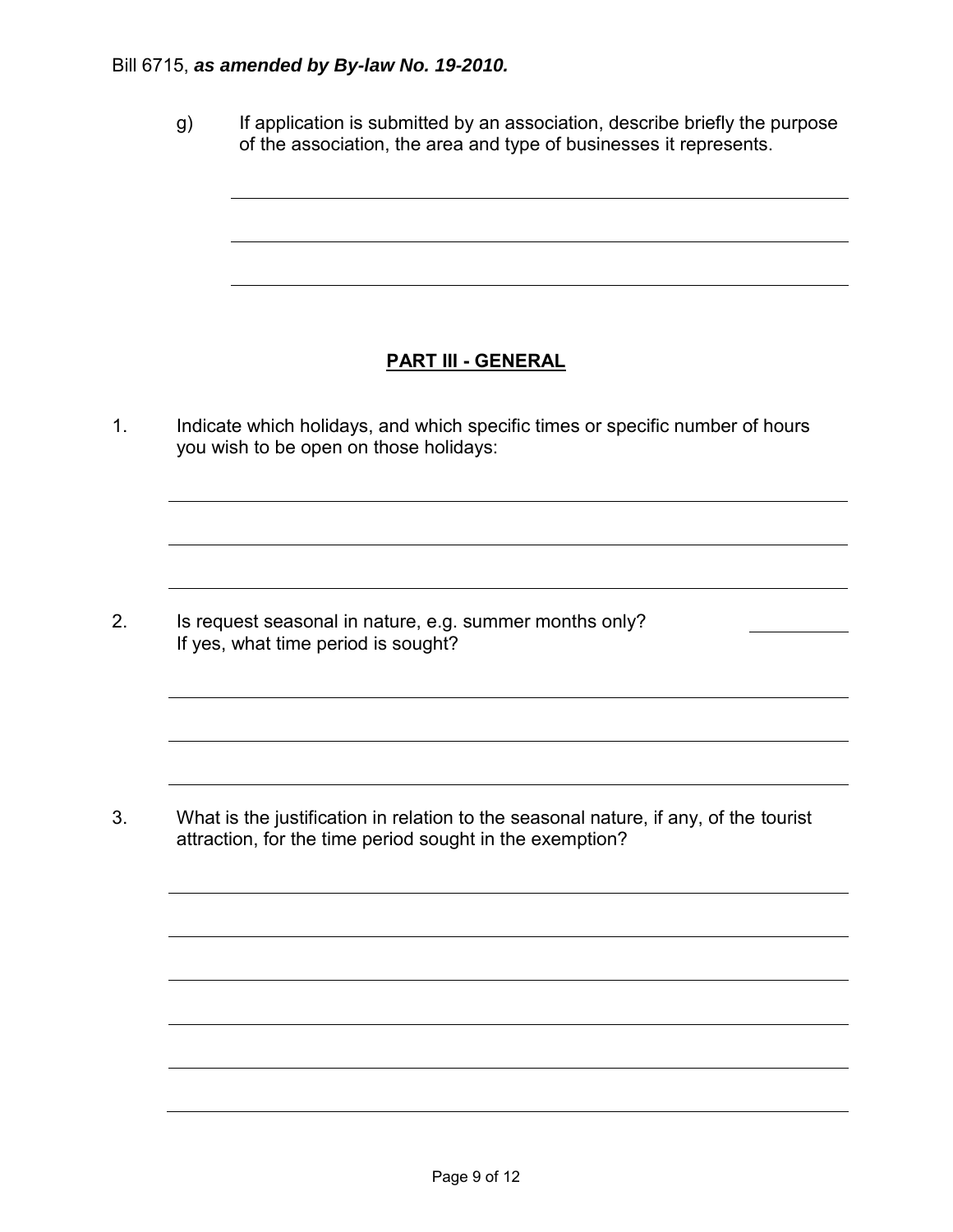g) If application is submitted by an association, describe briefly the purpose of the association, the area and type of businesses it represents.

## PART III - GENERAL

1. Indicate which holidays, and which specific times or specific number of hours you wish to be open on those holidays:

2. Is request seasonal in nature, e.g. summer months only? If yes, what time period is sought?

3. What is the justification in relation to the seasonal nature, if any, of the tourist attraction, for the time period sought in the exemption?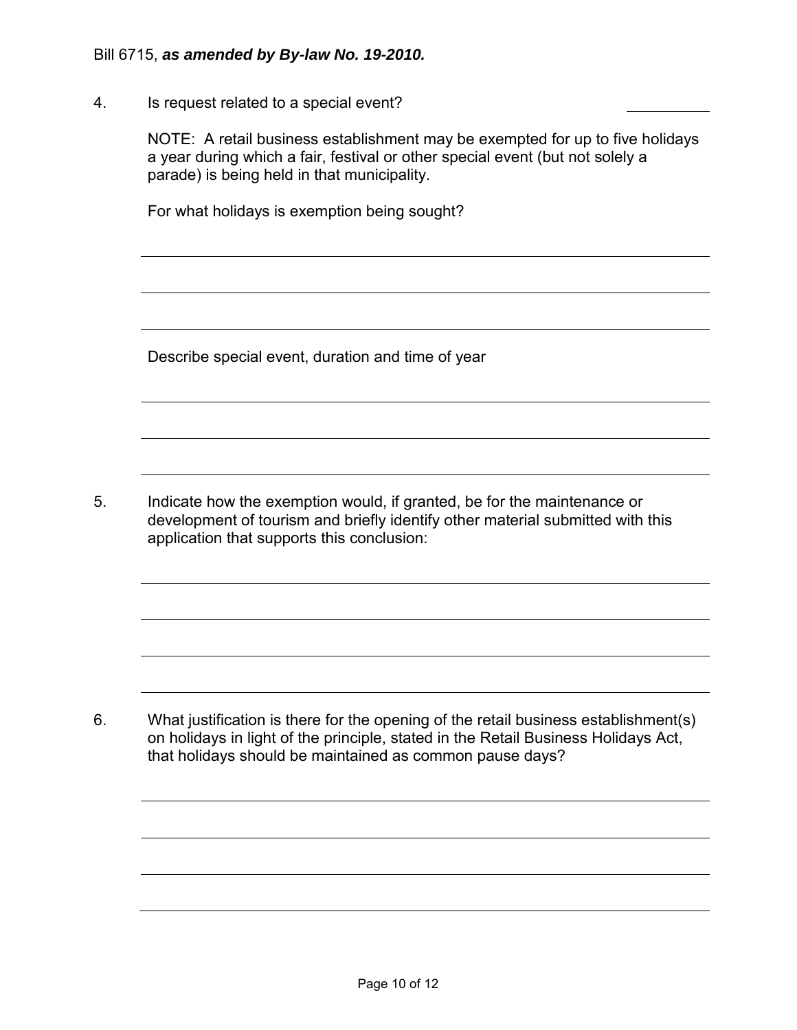Bill 6715, ***as amended by By-law No. 19-2010.***

4. Is request related to a special event? __________

   NOTE: A retail business establishment may be exempted for up to five holidays a year during which a fair, festival or other special event (but not solely a parade) is being held in that municipality.

   For what holidays is exemption being sought?

   ______________________________________________________________________

   ______________________________________________________________________

   ______________________________________________________________________

   Describe special event, duration and time of year

   ______________________________________________________________________

   ______________________________________________________________________

   ______________________________________________________________________

5. Indicate how the exemption would, if granted, be for the maintenance or development of tourism and briefly identify other material submitted with this application that supports this conclusion:

   ______________________________________________________________________

   ______________________________________________________________________

   ______________________________________________________________________

   ______________________________________________________________________

6. What justification is there for the opening of the retail business establishment(s) on holidays in light of the principle, stated in the Retail Business Holidays Act, that holidays should be maintained as common pause days?

   ______________________________________________________________________

   ______________________________________________________________________

   ______________________________________________________________________

   ______________________________________________________________________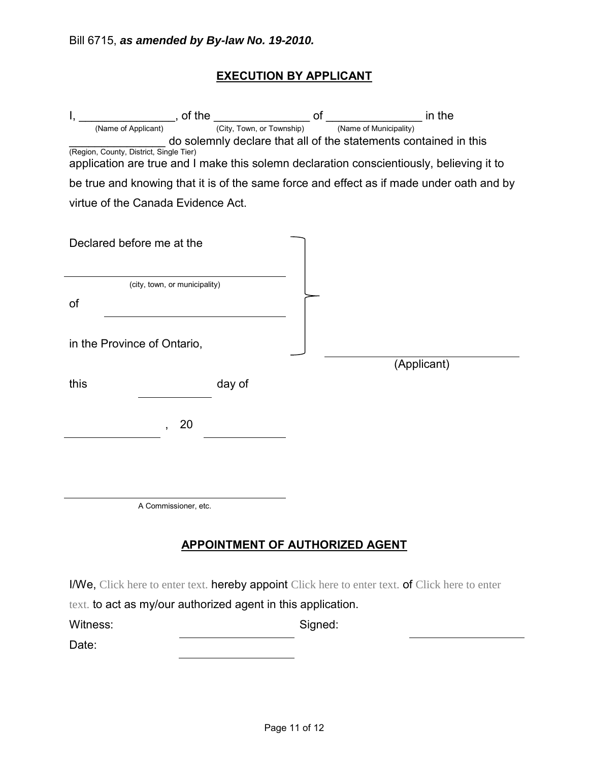Bill 6715, ***as amended by By-law No. 19-2010.***

## EXECUTION BY APPLICANT

I, _______________, of the _______________ of _______________ in the
(Name of Applicant) (City, Town, or Township) (Name of Municipality)

_______________ do solemnly declare that all of the statements contained in this
(Region, County, District, Single Tier)

application are true and I make this solemn declaration conscientiously, believing it to be true and knowing that it is of the same force and effect as if made under oath and by virtue of the Canada Evidence Act.

Declared before me at the

_______________________________
(city, town, or municipality)

of _______________________________

in the Province of Ontario,

this __________ day of

______________ , 20 __________

_______________________________ (Applicant)

_______________________________
A Commissioner, etc.

## APPOINTMENT OF AUTHORIZED AGENT

I/We, Click here to enter text. hereby appoint Click here to enter text. of Click here to enter text. to act as my/our authorized agent in this application.

Witness: ____________________ Signed: ____________________

Date: ____________________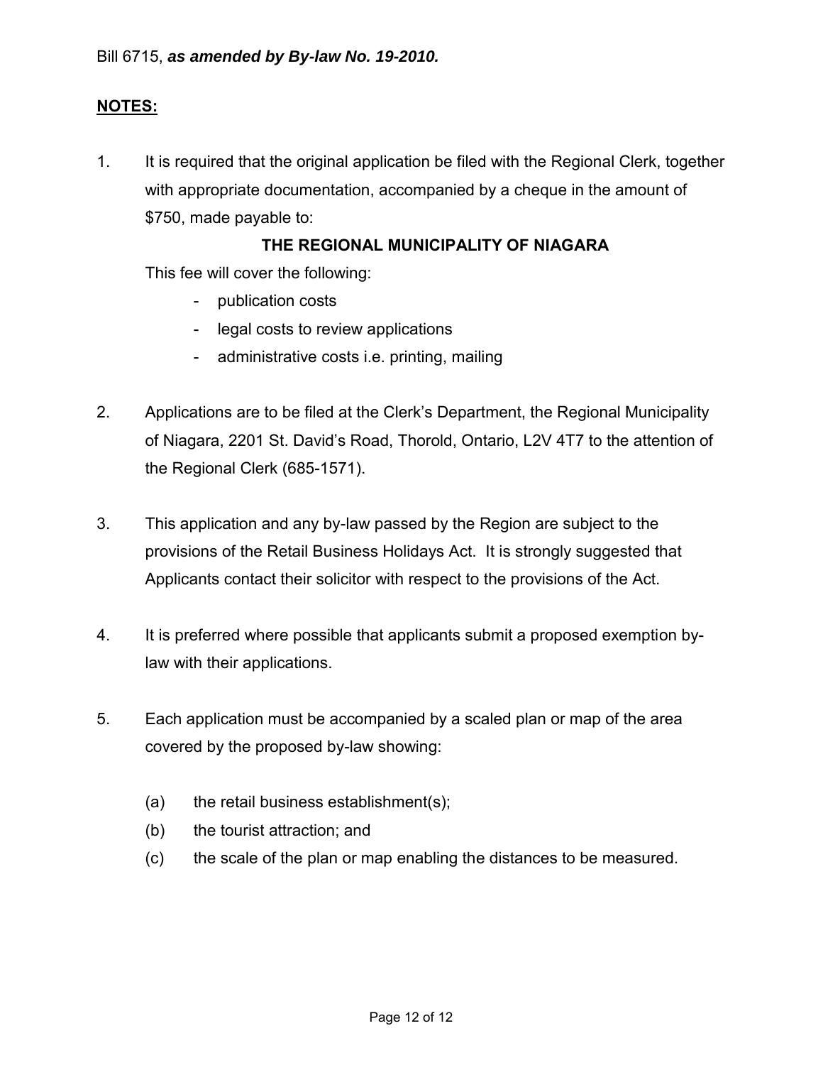Bill 6715, ***as amended by By-law No. 19-2010.***

## **NOTES:**

1. It is required that the original application be filed with the Regional Clerk, together with appropriate documentation, accompanied by a cheque in the amount of $750, made payable to:

   **THE REGIONAL MUNICIPALITY OF NIAGARA**

   This fee will cover the following:

   - publication costs
   - legal costs to review applications
   - administrative costs i.e. printing, mailing

2. Applications are to be filed at the Clerk's Department, the Regional Municipality of Niagara, 2201 St. David's Road, Thorold, Ontario, L2V 4T7 to the attention of the Regional Clerk (685-1571).

3. This application and any by-law passed by the Region are subject to the provisions of the Retail Business Holidays Act. It is strongly suggested that Applicants contact their solicitor with respect to the provisions of the Act.

4. It is preferred where possible that applicants submit a proposed exemption by-law with their applications.

5. Each application must be accompanied by a scaled plan or map of the area covered by the proposed by-law showing:

   (a) the retail business establishment(s);
   (b) the tourist attraction; and
   (c) the scale of the plan or map enabling the distances to be measured.